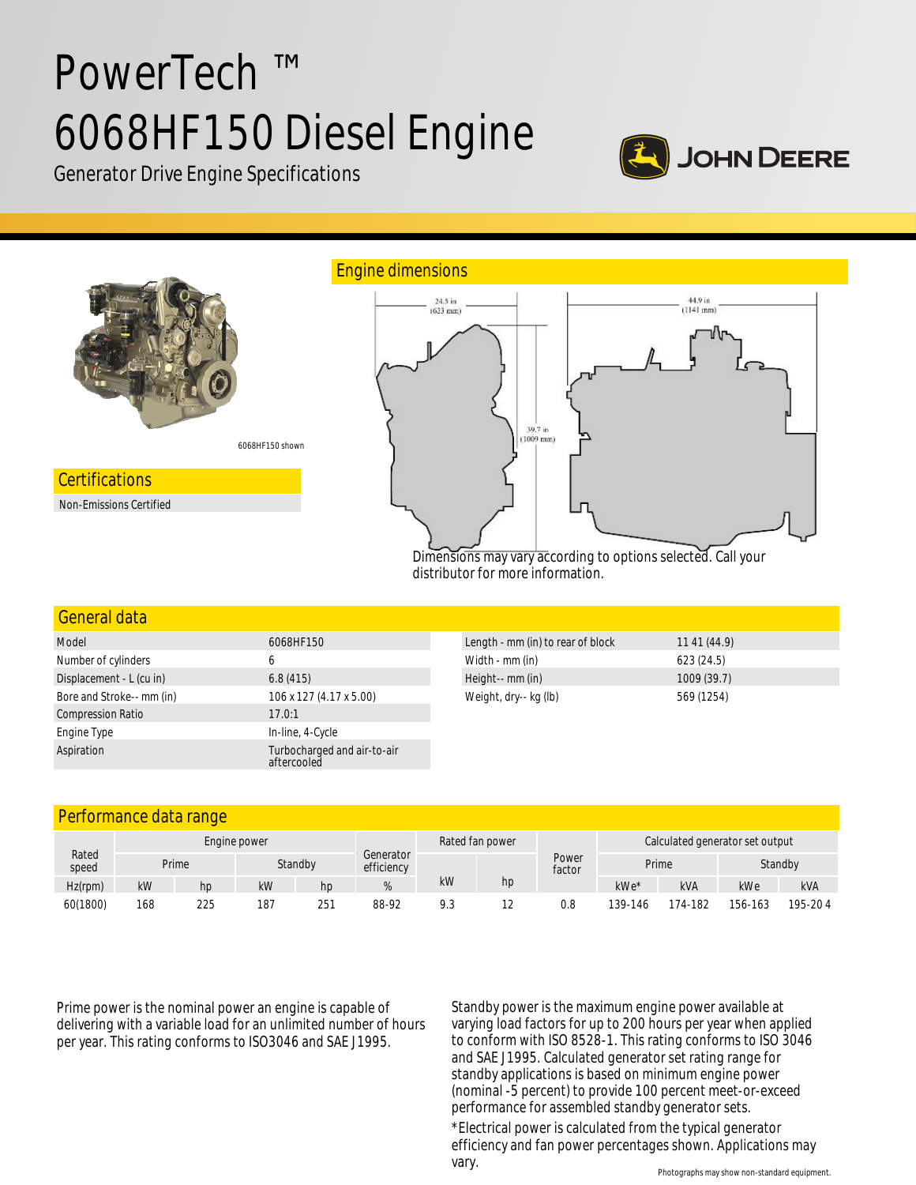# PowerTech ™ 6068HF150 Diesel Engine

Generator Drive Engine Specifications

JOHN DEERE

6068HF150 shown

## Certifications

Non-Emissions Certified

## Engine dimensions

24.5 in (623 mm)

44.9 in (1141 mm)

39.7 in (1009 mm)

Dimensions may vary according to options selected. Call your distributor for more information.

## General data

| | |
|---|---|
| Model | 6068HF150 |
| Number of cylinders | 6 |
| Displacement - L (cu in) | 6.8 (415) |
| Bore and Stroke-- mm (in) | 106 x 127 (4.17 x 5.00) |
| Compression Ratio | 17.0:1 |
| Engine Type | In-line, 4-Cycle |
| Aspiration | Turbocharged and air-to-air aftercooled |

| | |
|---|---|
| Length - mm (in) to rear of block | 11 41 (44.9) |
| Width - mm (in) | 623 (24.5) |
| Height-- mm (in) | 1009 (39.7) |
| Weight, dry-- kg (lb) | 569 (1254) |

## Performance data range

| Rated speed | Engine power | | | | Generator efficiency | Rated fan power | | Power factor | Calculated generator set output | | | |
|---|---|---|---|---|---|---|---|---|---|---|---|---|
| | Prime | | Standby | | | | | | Prime | | Standby | |
| Hz(rpm) | kW | hp | kW | hp | % | kW | hp | | kWe* | kVA | kWe | kVA |
| 60(1800) | 168 | 225 | 187 | 251 | 88-92 | 9.3 | 12 | 0.8 | 139-146 | 174-182 | 156-163 | 195-20 4 |

Prime power is the nominal power an engine is capable of delivering with a variable load for an unlimited number of hours per year. This rating conforms to ISO3046 and SAE J1995.

Standby power is the maximum engine power available at varying load factors for up to 200 hours per year when applied to conform with ISO 8528-1. This rating conforms to ISO 3046 and SAE J1995. Calculated generator set rating range for standby applications is based on minimum engine power (nominal -5 percent) to provide 100 percent meet-or-exceed performance for assembled standby generator sets.

*Electrical power is calculated from the typical generator efficiency and fan power percentages shown. Applications may vary.

Photographs may show non-standard equipment.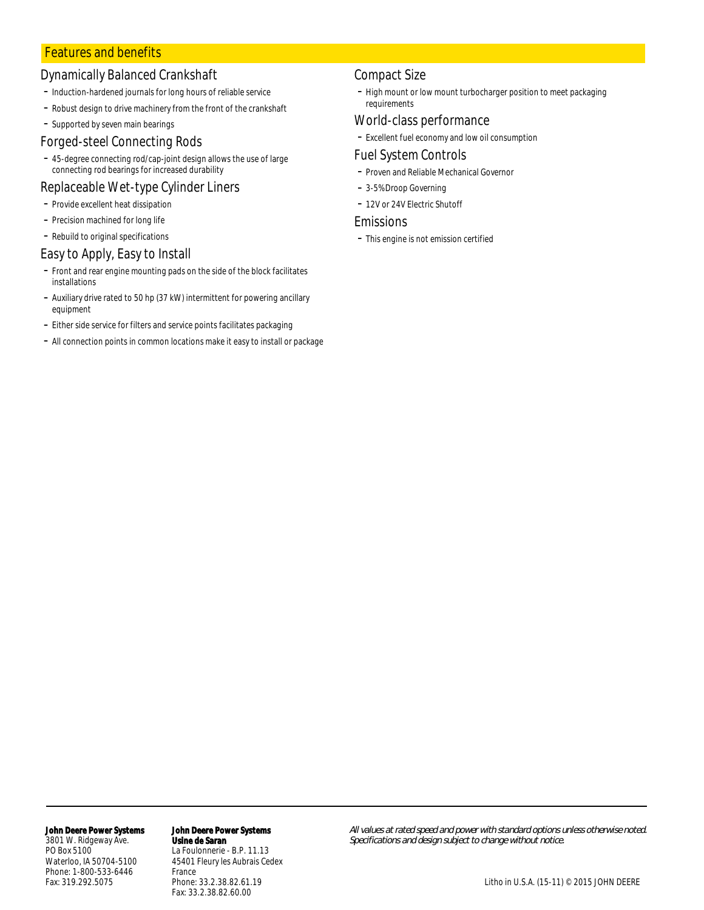## Features and benefits

### Dynamically Balanced Crankshaft

- Induction-hardened journals for long hours of reliable service
- Robust design to drive machinery from the front of the crankshaft
- Supported by seven main bearings

### Forged-steel Connecting Rods

- 45-degree connecting rod/cap-joint design allows the use of large connecting rod bearings for increased durability

### Replaceable Wet-type Cylinder Liners

- Provide excellent heat dissipation
- Precision machined for long life
- Rebuild to original specifications

### Easy to Apply, Easy to Install

- Front and rear engine mounting pads on the side of the block facilitates installations
- Auxiliary drive rated to 50 hp (37 kW) intermittent for powering ancillary equipment
- Either side service for filters and service points facilitates packaging
- All connection points in common locations make it easy to install or package

### Compact Size

- High mount or low mount turbocharger position to meet packaging requirements

### World-class performance

- Excellent fuel economy and low oil consumption

### Fuel System Controls

- Proven and Reliable Mechanical Governor
- 3-5% Droop Governing
- 12V or 24V Electric Shutoff

### Emissions

- This engine is not emission certified

---

**John Deere Power Systems**
3801 W. Ridgeway Ave.
PO Box 5100
Waterloo, IA 50704-5100
Phone: 1-800-533-6446
Fax: 319.292.5075

**John Deere Power Systems**
**Usine de Saran**
La Foulonnerie - B.P. 11.13
45401 Fleury les Aubrais Cedex
France
Phone: 33.2.38.82.61.19
Fax: 33.2.38.82.60.00

*All values at rated speed and power with standard options unless otherwise noted. Specifications and design subject to change without notice.*

Litho in U.S.A. (15-11) © 2015 JOHN DEERE